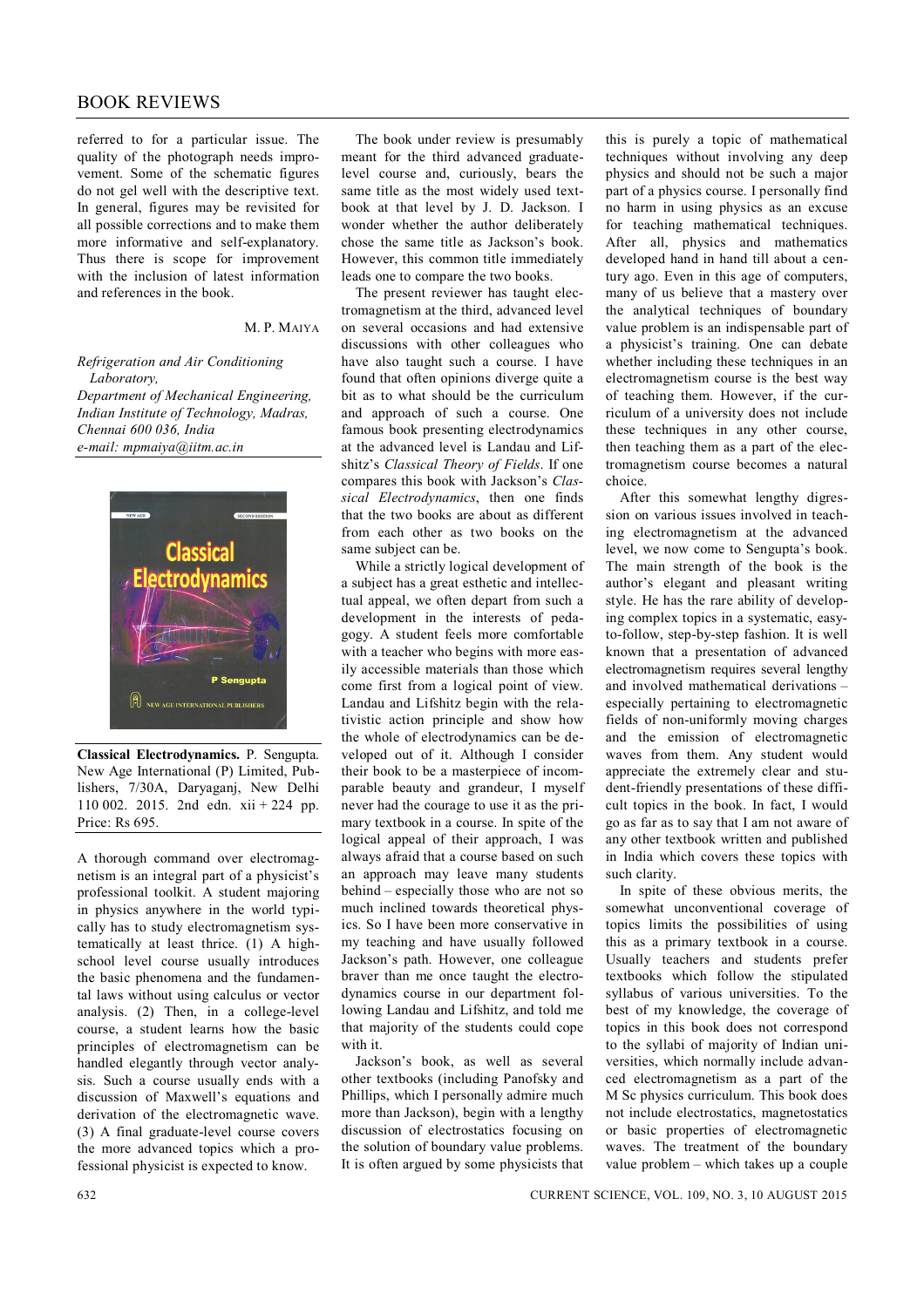# BOOK REVIEWS

referred to for a particular issue. The quality of the photograph needs improvement. Some of the schematic figures do not gel well with the descriptive text. In general, figures may be revisited for all possible corrections and to make them more informative and self-explanatory. Thus there is scope for improvement with the inclusion of latest information and references in the book.

M. P. MAIYA

*Refrigeration and Air Conditioning Laboratory,*
*Department of Mechanical Engineering,*
*Indian Institute of Technology, Madras,*
*Chennai 600 036, India*
*e-mail: mpmaiya@iitm.ac.in*

**Classical Electrodynamics.** P. Sengupta. New Age International (P) Limited, Publishers, 7/30A, Daryaganj, New Delhi 110 002. 2015. 2nd edn. xii + 224 pp. Price: Rs 695.

A thorough command over electromagnetism is an integral part of a physicist's professional toolkit. A student majoring in physics anywhere in the world typically has to study electromagnetism systematically at least thrice. (1) A high-school level course usually introduces the basic phenomena and the fundamental laws without using calculus or vector analysis. (2) Then, in a college-level course, a student learns how the basic principles of electromagnetism can be handled elegantly through vector analysis. Such a course usually ends with a discussion of Maxwell's equations and derivation of the electromagnetic wave. (3) A final graduate-level course covers the more advanced topics which a professional physicist is expected to know.

The book under review is presumably meant for the third advanced graduate-level course and, curiously, bears the same title as the most widely used textbook at that level by J. D. Jackson. I wonder whether the author deliberately chose the same title as Jackson's book. However, this common title immediately leads one to compare the two books.

The present reviewer has taught electromagnetism at the third, advanced level on several occasions and had extensive discussions with other colleagues who have also taught such a course. I have found that often opinions diverge quite a bit as to what should be the curriculum and approach of such a course. One famous book presenting electrodynamics at the advanced level is Landau and Lifshitz's *Classical Theory of Fields*. If one compares this book with Jackson's *Classical Electrodynamics*, then one finds that the two books are about as different from each other as two books on the same subject can be.

While a strictly logical development of a subject has a great esthetic and intellectual appeal, we often depart from such a development in the interests of pedagogy. A student feels more comfortable with a teacher who begins with more easily accessible materials than those which come first from a logical point of view. Landau and Lifshitz begin with the relativistic action principle and show how the whole of electrodynamics can be developed out of it. Although I consider their book to be a masterpiece of incomparable beauty and grandeur, I myself never had the courage to use it as the primary textbook in a course. In spite of the logical appeal of their approach, I was always afraid that a course based on such an approach may leave many students behind – especially those who are not so much inclined towards theoretical physics. So I have been more conservative in my teaching and have usually followed Jackson's path. However, one colleague braver than me once taught the electrodynamics course in our department following Landau and Lifshitz, and told me that majority of the students could cope with it.

Jackson's book, as well as several other textbooks (including Panofsky and Phillips, which I personally admire much more than Jackson), begin with a lengthy discussion of electrostatics focusing on the solution of boundary value problems. It is often argued by some physicists that this is purely a topic of mathematical techniques without involving any deep physics and should not be such a major part of a physics course. I personally find no harm in using physics as an excuse for teaching mathematical techniques. After all, physics and mathematics developed hand in hand till about a century ago. Even in this age of computers, many of us believe that a mastery over the analytical techniques of boundary value problem is an indispensable part of a physicist's training. One can debate whether including these techniques in an electromagnetism course is the best way of teaching them. However, if the curriculum of a university does not include these techniques in any other course, then teaching them as a part of the electromagnetism course becomes a natural choice.

After this somewhat lengthy digression on various issues involved in teaching electromagnetism at the advanced level, we now come to Sengupta's book. The main strength of the book is the author's elegant and pleasant writing style. He has the rare ability of developing complex topics in a systematic, easy-to-follow, step-by-step fashion. It is well known that a presentation of advanced electromagnetism requires several lengthy and involved mathematical derivations – especially pertaining to electromagnetic fields of non-uniformly moving charges and the emission of electromagnetic waves from them. Any student would appreciate the extremely clear and student-friendly presentations of these difficult topics in the book. In fact, I would go as far as to say that I am not aware of any other textbook written and published in India which covers these topics with such clarity.

In spite of these obvious merits, the somewhat unconventional coverage of topics limits the possibilities of using this as a primary textbook in a course. Usually teachers and students prefer textbooks which follow the stipulated syllabus of various universities. To the best of my knowledge, the coverage of topics in this book does not correspond to the syllabi of majority of Indian universities, which normally include advanced electromagnetism as a part of the M Sc physics curriculum. This book does not include electrostatics, magnetostatics or basic properties of electromagnetic waves. The treatment of the boundary value problem – which takes up a couple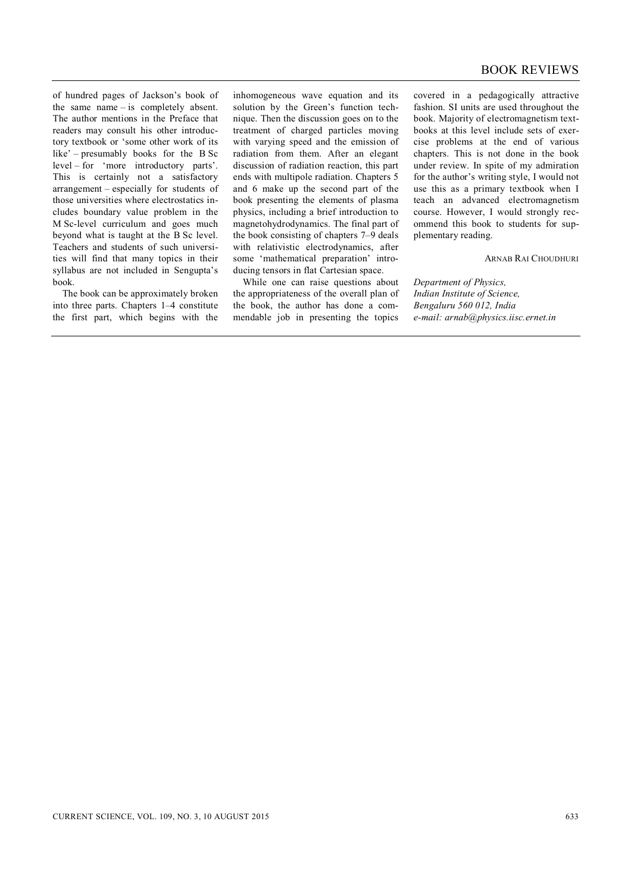of hundred pages of Jackson's book of the same name – is completely absent. The author mentions in the Preface that readers may consult his other introductory textbook or 'some other work of its like' – presumably books for the B Sc level – for 'more introductory parts'. This is certainly not a satisfactory arrangement – especially for students of those universities where electrostatics includes boundary value problem in the M Sc-level curriculum and goes much beyond what is taught at the B Sc level. Teachers and students of such universities will find that many topics in their syllabus are not included in Sengupta's book.

The book can be approximately broken into three parts. Chapters 1–4 constitute the first part, which begins with the inhomogeneous wave equation and its solution by the Green's function technique. Then the discussion goes on to the treatment of charged particles moving with varying speed and the emission of radiation from them. After an elegant discussion of radiation reaction, this part ends with multipole radiation. Chapters 5 and 6 make up the second part of the book presenting the elements of plasma physics, including a brief introduction to magnetohydrodynamics. The final part of the book consisting of chapters 7–9 deals with relativistic electrodynamics, after some 'mathematical preparation' introducing tensors in flat Cartesian space.

While one can raise questions about the appropriateness of the overall plan of the book, the author has done a commendable job in presenting the topics covered in a pedagogically attractive fashion. SI units are used throughout the book. Majority of electromagnetism textbooks at this level include sets of exercise problems at the end of various chapters. This is not done in the book under review. In spite of my admiration for the author's writing style, I would not use this as a primary textbook when I teach an advanced electromagnetism course. However, I would strongly recommend this book to students for supplementary reading.

ARNAB RAI CHOUDHURI

*Department of Physics,*
*Indian Institute of Science,*
*Bengaluru 560 012, India*
*e-mail: arnab@physics.iisc.ernet.in*